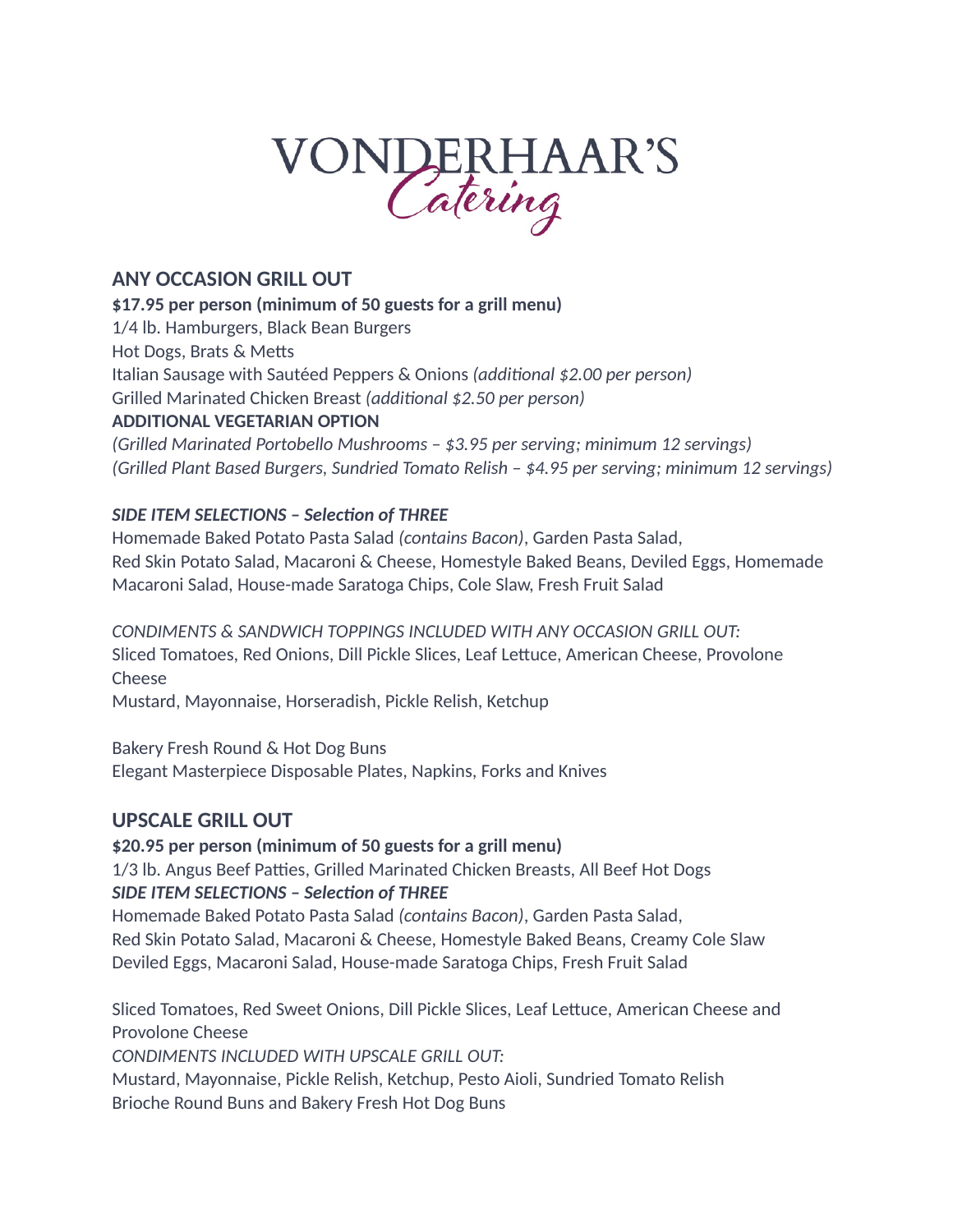# VONDERHAAR'S *Catering*

## ANY OCCASION GRILL OUT

**$17.95 per person (minimum of 50 guests for a grill menu)**
1/4 lb. Hamburgers, Black Bean Burgers
Hot Dogs, Brats & Metts
Italian Sausage with Sautéed Peppers & Onions *(additional $2.00 per person)*
Grilled Marinated Chicken Breast *(additional $2.50 per person)*

**ADDITIONAL VEGETARIAN OPTION**
*(Grilled Marinated Portobello Mushrooms – $3.95 per serving; minimum 12 servings)*
*(Grilled Plant Based Burgers, Sundried Tomato Relish – $4.95 per serving; minimum 12 servings)*

***SIDE ITEM SELECTIONS – Selection of THREE***
Homemade Baked Potato Pasta Salad *(contains Bacon)*, Garden Pasta Salad,
Red Skin Potato Salad, Macaroni & Cheese, Homestyle Baked Beans, Deviled Eggs, Homemade Macaroni Salad, House-made Saratoga Chips, Cole Slaw, Fresh Fruit Salad

*CONDIMENTS & SANDWICH TOPPINGS INCLUDED WITH ANY OCCASION GRILL OUT:*
Sliced Tomatoes, Red Onions, Dill Pickle Slices, Leaf Lettuce, American Cheese, Provolone Cheese
Mustard, Mayonnaise, Horseradish, Pickle Relish, Ketchup

Bakery Fresh Round & Hot Dog Buns
Elegant Masterpiece Disposable Plates, Napkins, Forks and Knives

## UPSCALE GRILL OUT

**$20.95 per person (minimum of 50 guests for a grill menu)**
1/3 lb. Angus Beef Patties, Grilled Marinated Chicken Breasts, All Beef Hot Dogs

***SIDE ITEM SELECTIONS – Selection of THREE***
Homemade Baked Potato Pasta Salad *(contains Bacon)*, Garden Pasta Salad,
Red Skin Potato Salad, Macaroni & Cheese, Homestyle Baked Beans, Creamy Cole Slaw
Deviled Eggs, Macaroni Salad, House-made Saratoga Chips, Fresh Fruit Salad

Sliced Tomatoes, Red Sweet Onions, Dill Pickle Slices, Leaf Lettuce, American Cheese and Provolone Cheese
*CONDIMENTS INCLUDED WITH UPSCALE GRILL OUT:*
Mustard, Mayonnaise, Pickle Relish, Ketchup, Pesto Aioli, Sundried Tomato Relish
Brioche Round Buns and Bakery Fresh Hot Dog Buns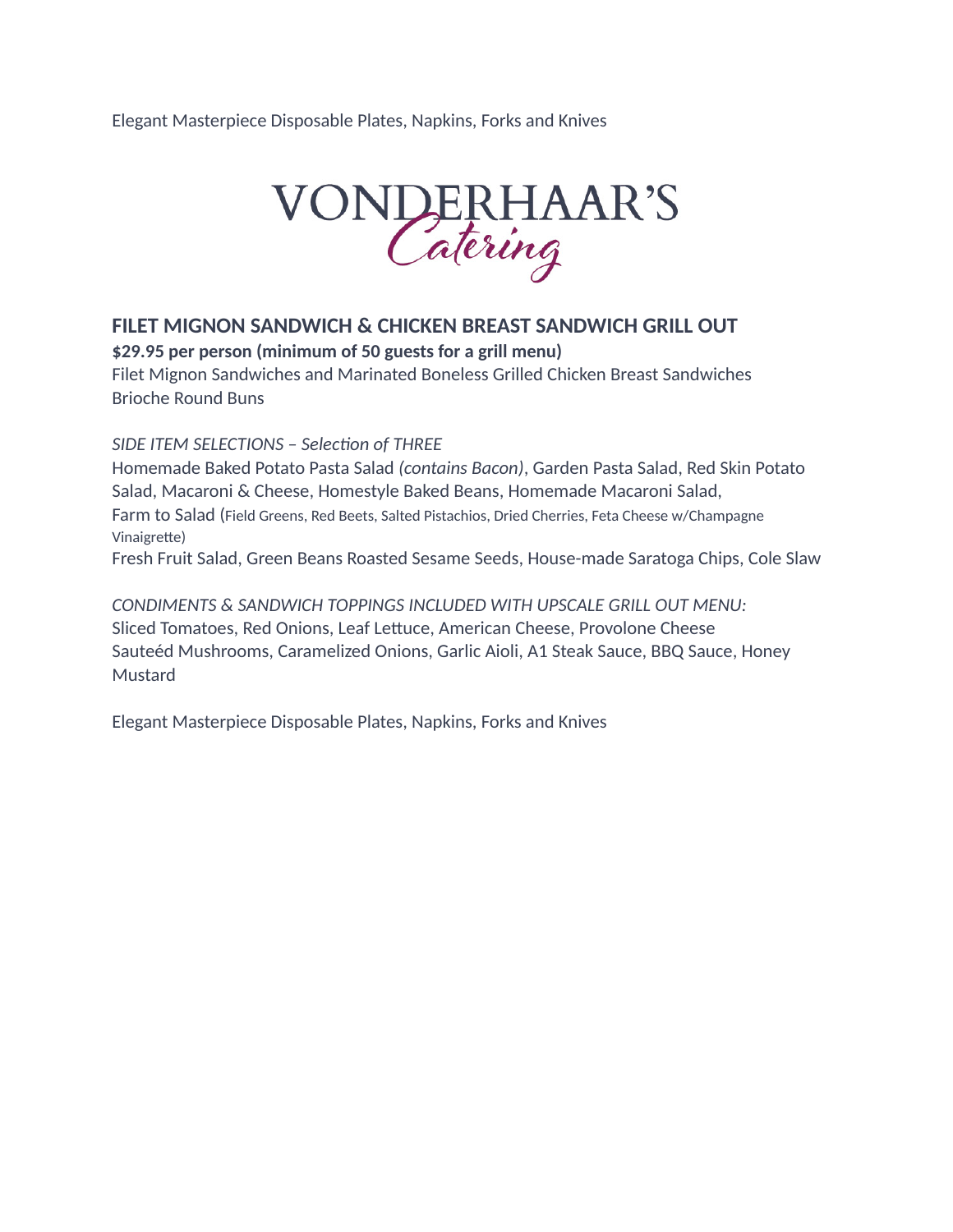Elegant Masterpiece Disposable Plates, Napkins, Forks and Knives

VONDERHAAR'S
*Catering*

## FILET MIGNON SANDWICH & CHICKEN BREAST SANDWICH GRILL OUT

**$29.95 per person (minimum of 50 guests for a grill menu)**

Filet Mignon Sandwiches and Marinated Boneless Grilled Chicken Breast Sandwiches
Brioche Round Buns

*SIDE ITEM SELECTIONS – Selection of THREE*

Homemade Baked Potato Pasta Salad *(contains Bacon)*, Garden Pasta Salad, Red Skin Potato Salad, Macaroni & Cheese, Homestyle Baked Beans, Homemade Macaroni Salad,
Farm to Salad (Field Greens, Red Beets, Salted Pistachios, Dried Cherries, Feta Cheese w/Champagne Vinaigrette)
Fresh Fruit Salad, Green Beans Roasted Sesame Seeds, House-made Saratoga Chips, Cole Slaw

*CONDIMENTS & SANDWICH TOPPINGS INCLUDED WITH UPSCALE GRILL OUT MENU:*

Sliced Tomatoes, Red Onions, Leaf Lettuce, American Cheese, Provolone Cheese
Sauteéd Mushrooms, Caramelized Onions, Garlic Aioli, A1 Steak Sauce, BBQ Sauce, Honey Mustard

Elegant Masterpiece Disposable Plates, Napkins, Forks and Knives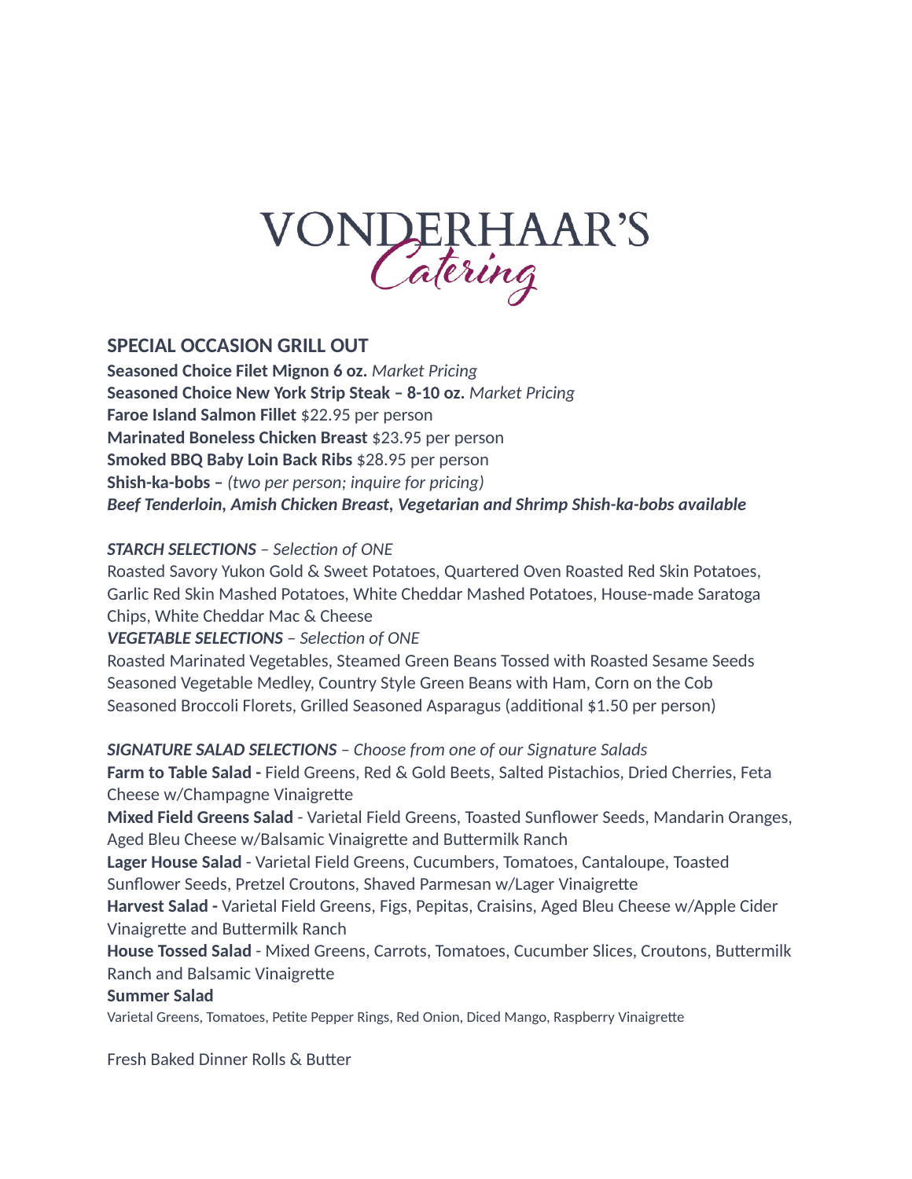# VONDERHAAR'S *Catering*

## SPECIAL OCCASION GRILL OUT

**Seasoned Choice Filet Mignon 6 oz.** *Market Pricing*
**Seasoned Choice New York Strip Steak – 8-10 oz.** *Market Pricing*
**Faroe Island Salmon Fillet** $22.95 per person
**Marinated Boneless Chicken Breast** $23.95 per person
**Smoked BBQ Baby Loin Back Ribs** $28.95 per person
**Shish-ka-bobs –** *(two per person; inquire for pricing)*
***Beef Tenderloin, Amish Chicken Breast, Vegetarian and Shrimp Shish-ka-bobs available***

***STARCH SELECTIONS*** *– Selection of ONE*
Roasted Savory Yukon Gold & Sweet Potatoes, Quartered Oven Roasted Red Skin Potatoes, Garlic Red Skin Mashed Potatoes, White Cheddar Mashed Potatoes, House-made Saratoga Chips, White Cheddar Mac & Cheese

***VEGETABLE SELECTIONS*** *– Selection of ONE*
Roasted Marinated Vegetables, Steamed Green Beans Tossed with Roasted Sesame Seeds Seasoned Vegetable Medley, Country Style Green Beans with Ham, Corn on the Cob Seasoned Broccoli Florets, Grilled Seasoned Asparagus (additional $1.50 per person)

***SIGNATURE SALAD SELECTIONS*** *– Choose from one of our Signature Salads*
**Farm to Table Salad -** Field Greens, Red & Gold Beets, Salted Pistachios, Dried Cherries, Feta Cheese w/Champagne Vinaigrette
**Mixed Field Greens Salad** - Varietal Field Greens, Toasted Sunflower Seeds, Mandarin Oranges, Aged Bleu Cheese w/Balsamic Vinaigrette and Buttermilk Ranch
**Lager House Salad** - Varietal Field Greens, Cucumbers, Tomatoes, Cantaloupe, Toasted Sunflower Seeds, Pretzel Croutons, Shaved Parmesan w/Lager Vinaigrette
**Harvest Salad -** Varietal Field Greens, Figs, Pepitas, Craisins, Aged Bleu Cheese w/Apple Cider Vinaigrette and Buttermilk Ranch
**House Tossed Salad** - Mixed Greens, Carrots, Tomatoes, Cucumber Slices, Croutons, Buttermilk Ranch and Balsamic Vinaigrette
**Summer Salad**
Varietal Greens, Tomatoes, Petite Pepper Rings, Red Onion, Diced Mango, Raspberry Vinaigrette

Fresh Baked Dinner Rolls & Butter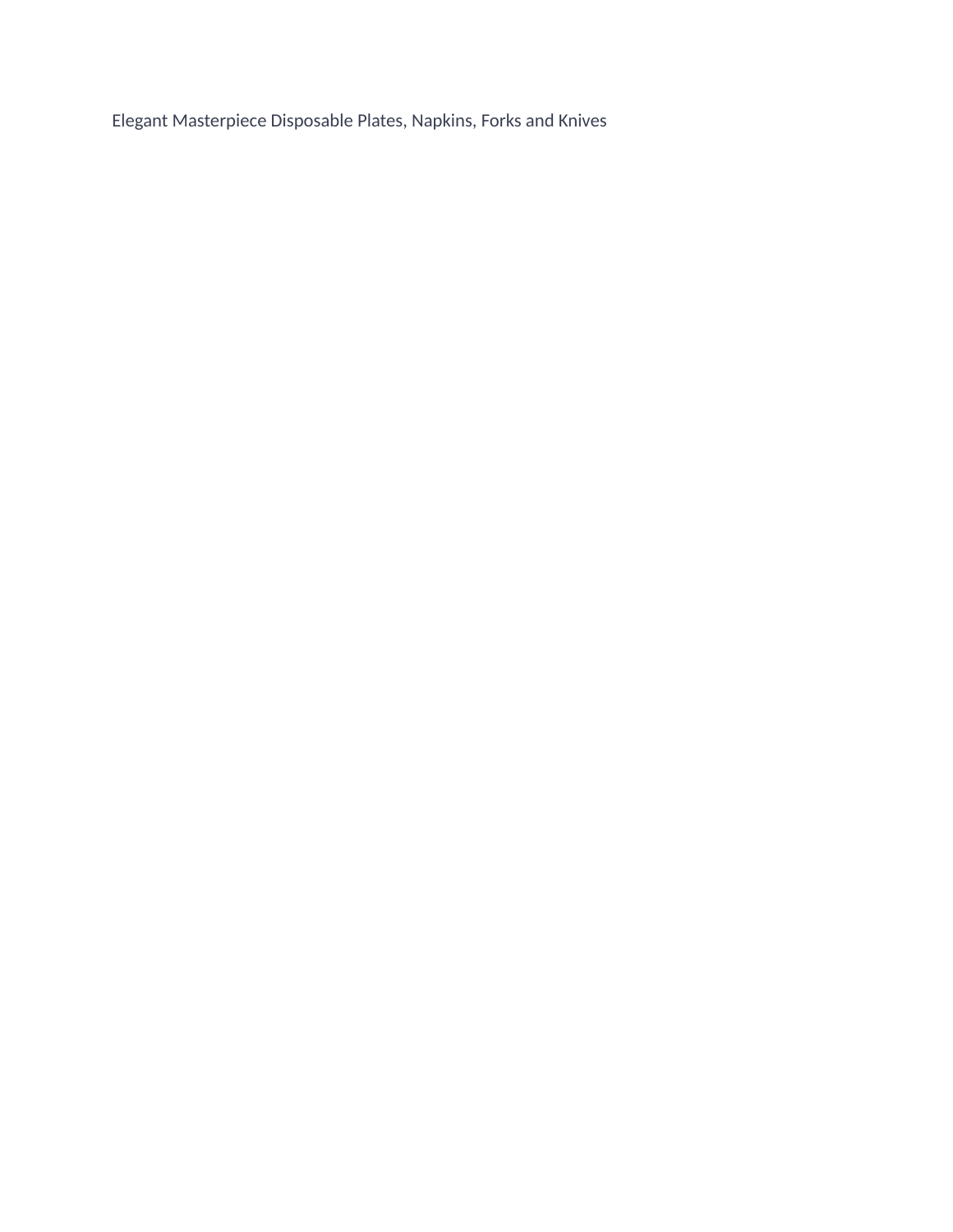Elegant Masterpiece Disposable Plates, Napkins, Forks and Knives